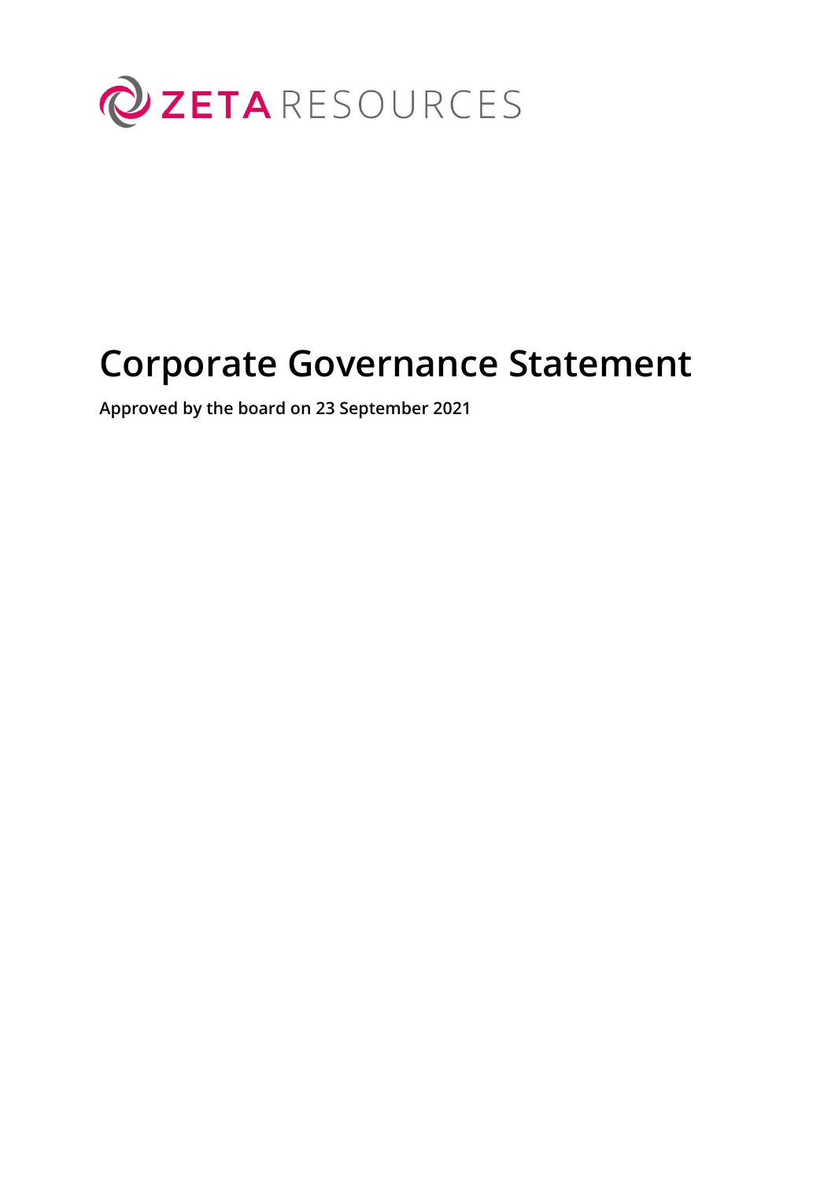ZETA RESOURCES

# Corporate Governance Statement

**Approved by the board on 23 September 2021**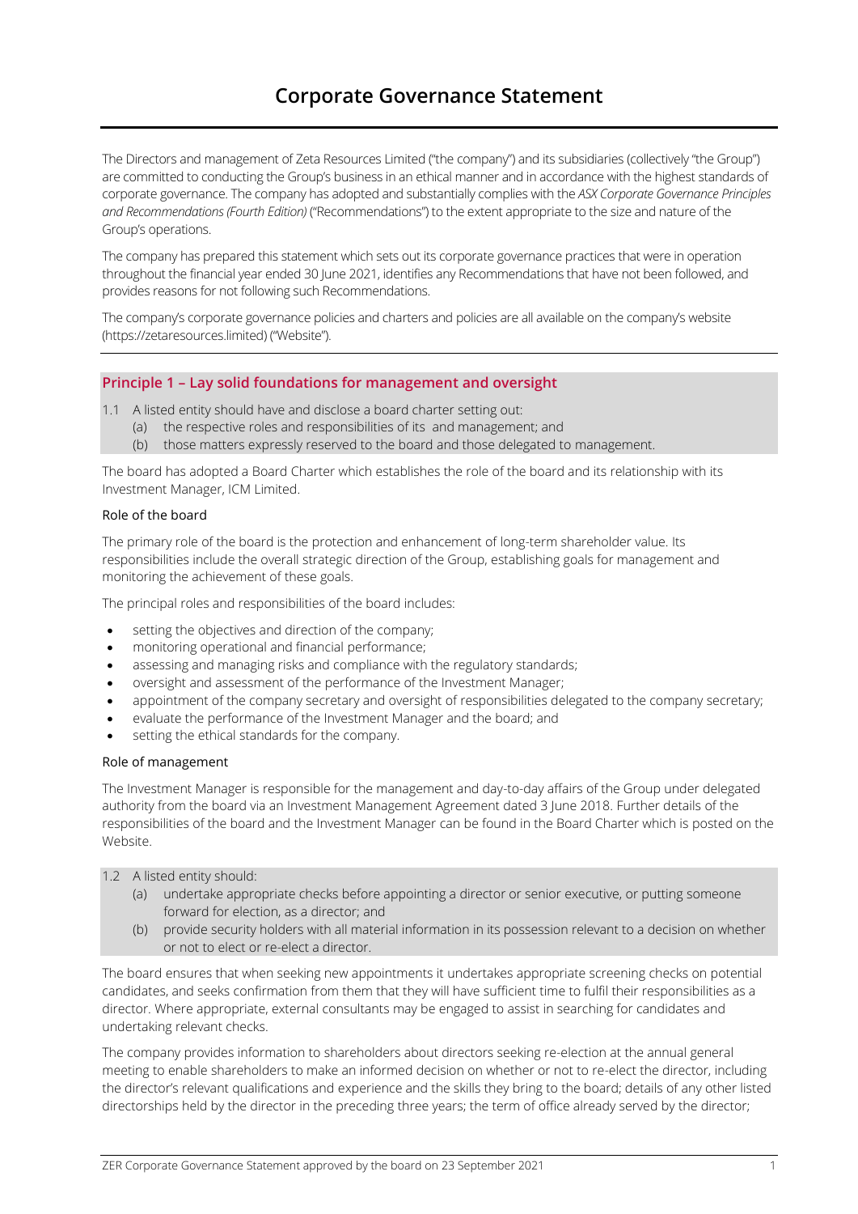# Corporate Governance Statement

The Directors and management of Zeta Resources Limited ("the company") and its subsidiaries (collectively "the Group") are committed to conducting the Group's business in an ethical manner and in accordance with the highest standards of corporate governance. The company has adopted and substantially complies with the *ASX Corporate Governance Principles and Recommendations (Fourth Edition)* ("Recommendations") to the extent appropriate to the size and nature of the Group's operations.

The company has prepared this statement which sets out its corporate governance practices that were in operation throughout the financial year ended 30 June 2021, identifies any Recommendations that have not been followed, and provides reasons for not following such Recommendations.

The company's corporate governance policies and charters and policies are all available on the company's website (https://zetaresources.limited) ("Website").

## Principle 1 – Lay solid foundations for management and oversight

1.1 A listed entity should have and disclose a board charter setting out:
  (a) the respective roles and responsibilities of its and management; and
  (b) those matters expressly reserved to the board and those delegated to management.

The board has adopted a Board Charter which establishes the role of the board and its relationship with its Investment Manager, ICM Limited.

### Role of the board

The primary role of the board is the protection and enhancement of long-term shareholder value. Its responsibilities include the overall strategic direction of the Group, establishing goals for management and monitoring the achievement of these goals.

The principal roles and responsibilities of the board includes:

- setting the objectives and direction of the company;
- monitoring operational and financial performance;
- assessing and managing risks and compliance with the regulatory standards;
- oversight and assessment of the performance of the Investment Manager;
- appointment of the company secretary and oversight of responsibilities delegated to the company secretary;
- evaluate the performance of the Investment Manager and the board; and
- setting the ethical standards for the company.

### Role of management

The Investment Manager is responsible for the management and day-to-day affairs of the Group under delegated authority from the board via an Investment Management Agreement dated 3 June 2018. Further details of the responsibilities of the board and the Investment Manager can be found in the Board Charter which is posted on the Website.

1.2 A listed entity should:
  (a) undertake appropriate checks before appointing a director or senior executive, or putting someone forward for election, as a director; and
  (b) provide security holders with all material information in its possession relevant to a decision on whether or not to elect or re-elect a director.

The board ensures that when seeking new appointments it undertakes appropriate screening checks on potential candidates, and seeks confirmation from them that they will have sufficient time to fulfil their responsibilities as a director. Where appropriate, external consultants may be engaged to assist in searching for candidates and undertaking relevant checks.

The company provides information to shareholders about directors seeking re-election at the annual general meeting to enable shareholders to make an informed decision on whether or not to re-elect the director, including the director's relevant qualifications and experience and the skills they bring to the board; details of any other listed directorships held by the director in the preceding three years; the term of office already served by the director;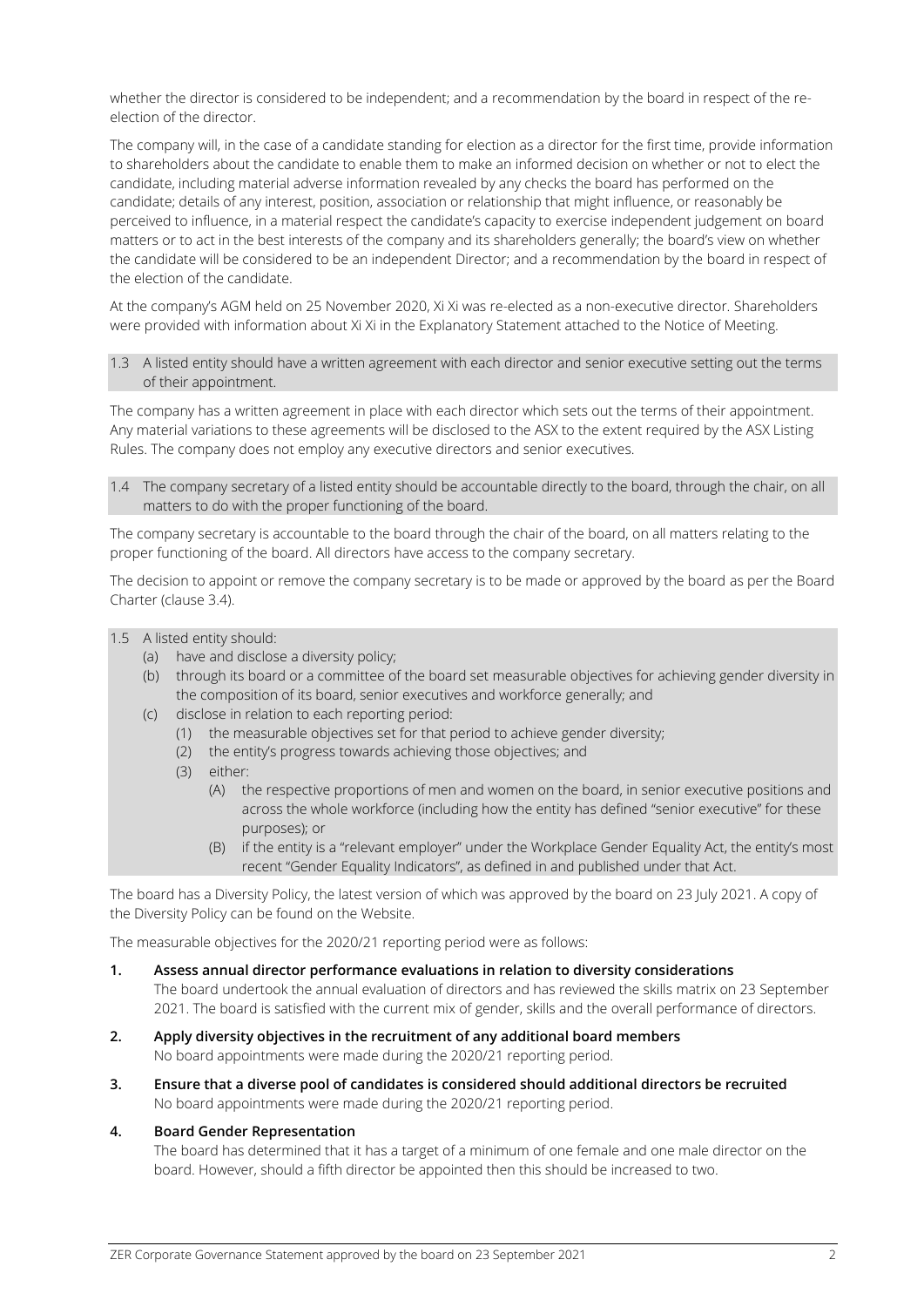whether the director is considered to be independent; and a recommendation by the board in respect of the re-election of the director.

The company will, in the case of a candidate standing for election as a director for the first time, provide information to shareholders about the candidate to enable them to make an informed decision on whether or not to elect the candidate, including material adverse information revealed by any checks the board has performed on the candidate; details of any interest, position, association or relationship that might influence, or reasonably be perceived to influence, in a material respect the candidate's capacity to exercise independent judgement on board matters or to act in the best interests of the company and its shareholders generally; the board's view on whether the candidate will be considered to be an independent Director; and a recommendation by the board in respect of the election of the candidate.

At the company's AGM held on 25 November 2020, Xi Xi was re-elected as a non-executive director. Shareholders were provided with information about Xi Xi in the Explanatory Statement attached to the Notice of Meeting.

1.3 A listed entity should have a written agreement with each director and senior executive setting out the terms of their appointment.

The company has a written agreement in place with each director which sets out the terms of their appointment. Any material variations to these agreements will be disclosed to the ASX to the extent required by the ASX Listing Rules. The company does not employ any executive directors and senior executives.

1.4 The company secretary of a listed entity should be accountable directly to the board, through the chair, on all matters to do with the proper functioning of the board.

The company secretary is accountable to the board through the chair of the board, on all matters relating to the proper functioning of the board. All directors have access to the company secretary.

The decision to appoint or remove the company secretary is to be made or approved by the board as per the Board Charter (clause 3.4).

1.5 A listed entity should:
- (a) have and disclose a diversity policy;
- (b) through its board or a committee of the board set measurable objectives for achieving gender diversity in the composition of its board, senior executives and workforce generally; and
- (c) disclose in relation to each reporting period:
  - (1) the measurable objectives set for that period to achieve gender diversity;
  - (2) the entity's progress towards achieving those objectives; and
  - (3) either:
    - (A) the respective proportions of men and women on the board, in senior executive positions and across the whole workforce (including how the entity has defined "senior executive" for these purposes); or
    - (B) if the entity is a "relevant employer" under the Workplace Gender Equality Act, the entity's most recent "Gender Equality Indicators", as defined in and published under that Act.

The board has a Diversity Policy, the latest version of which was approved by the board on 23 July 2021. A copy of the Diversity Policy can be found on the Website.

The measurable objectives for the 2020/21 reporting period were as follows:

1. **Assess annual director performance evaluations in relation to diversity considerations**
   The board undertook the annual evaluation of directors and has reviewed the skills matrix on 23 September 2021. The board is satisfied with the current mix of gender, skills and the overall performance of directors.

2. **Apply diversity objectives in the recruitment of any additional board members**
   No board appointments were made during the 2020/21 reporting period.

3. **Ensure that a diverse pool of candidates is considered should additional directors be recruited**
   No board appointments were made during the 2020/21 reporting period.

4. **Board Gender Representation**
   The board has determined that it has a target of a minimum of one female and one male director on the board. However, should a fifth director be appointed then this should be increased to two.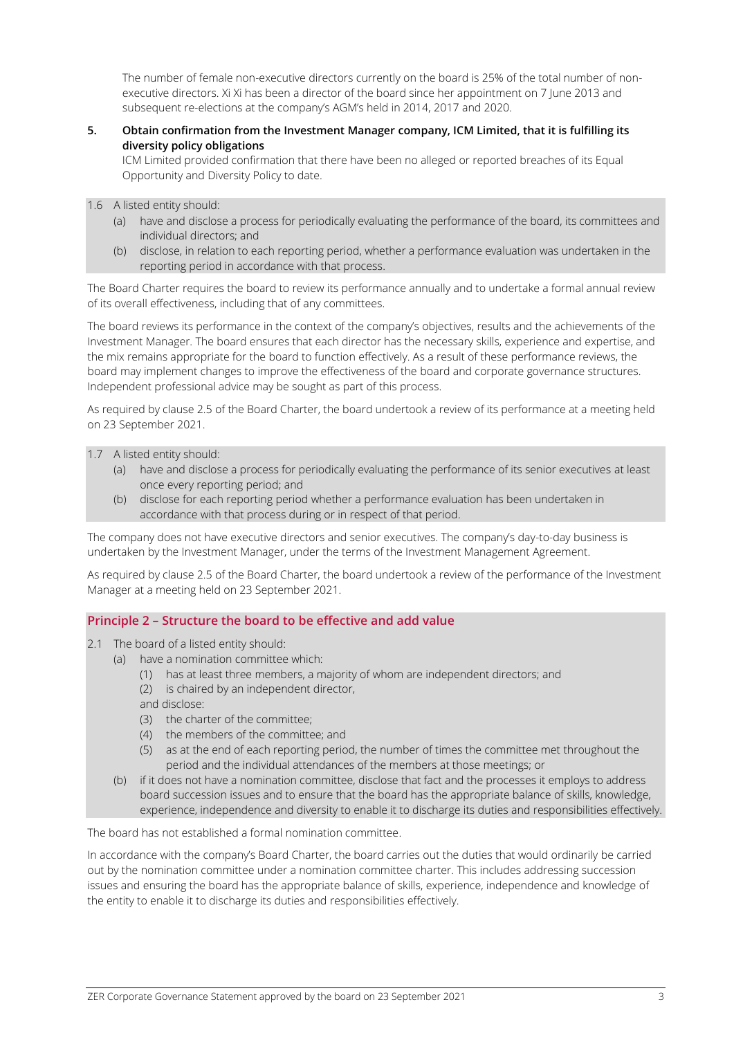The number of female non-executive directors currently on the board is 25% of the total number of non-executive directors. Xi Xi has been a director of the board since her appointment on 7 June 2013 and subsequent re-elections at the company's AGM's held in 2014, 2017 and 2020.

5. **Obtain confirmation from the Investment Manager company, ICM Limited, that it is fulfilling its diversity policy obligations**

   ICM Limited provided confirmation that there have been no alleged or reported breaches of its Equal Opportunity and Diversity Policy to date.

1.6 A listed entity should:
- (a) have and disclose a process for periodically evaluating the performance of the board, its committees and individual directors; and
- (b) disclose, in relation to each reporting period, whether a performance evaluation was undertaken in the reporting period in accordance with that process.

The Board Charter requires the board to review its performance annually and to undertake a formal annual review of its overall effectiveness, including that of any committees.

The board reviews its performance in the context of the company's objectives, results and the achievements of the Investment Manager. The board ensures that each director has the necessary skills, experience and expertise, and the mix remains appropriate for the board to function effectively. As a result of these performance reviews, the board may implement changes to improve the effectiveness of the board and corporate governance structures. Independent professional advice may be sought as part of this process.

As required by clause 2.5 of the Board Charter, the board undertook a review of its performance at a meeting held on 23 September 2021.

1.7 A listed entity should:
- (a) have and disclose a process for periodically evaluating the performance of its senior executives at least once every reporting period; and
- (b) disclose for each reporting period whether a performance evaluation has been undertaken in accordance with that process during or in respect of that period.

The company does not have executive directors and senior executives. The company's day-to-day business is undertaken by the Investment Manager, under the terms of the Investment Management Agreement.

As required by clause 2.5 of the Board Charter, the board undertook a review of the performance of the Investment Manager at a meeting held on 23 September 2021.

## Principle 2 – Structure the board to be effective and add value

2.1 The board of a listed entity should:
- (a) have a nomination committee which:
  - (1) has at least three members, a majority of whom are independent directors; and
  - (2) is chaired by an independent director,

  and disclose:
  - (3) the charter of the committee;
  - (4) the members of the committee; and
  - (5) as at the end of each reporting period, the number of times the committee met throughout the period and the individual attendances of the members at those meetings; or
- (b) if it does not have a nomination committee, disclose that fact and the processes it employs to address board succession issues and to ensure that the board has the appropriate balance of skills, knowledge, experience, independence and diversity to enable it to discharge its duties and responsibilities effectively.

The board has not established a formal nomination committee.

In accordance with the company's Board Charter, the board carries out the duties that would ordinarily be carried out by the nomination committee under a nomination committee charter. This includes addressing succession issues and ensuring the board has the appropriate balance of skills, experience, independence and knowledge of the entity to enable it to discharge its duties and responsibilities effectively.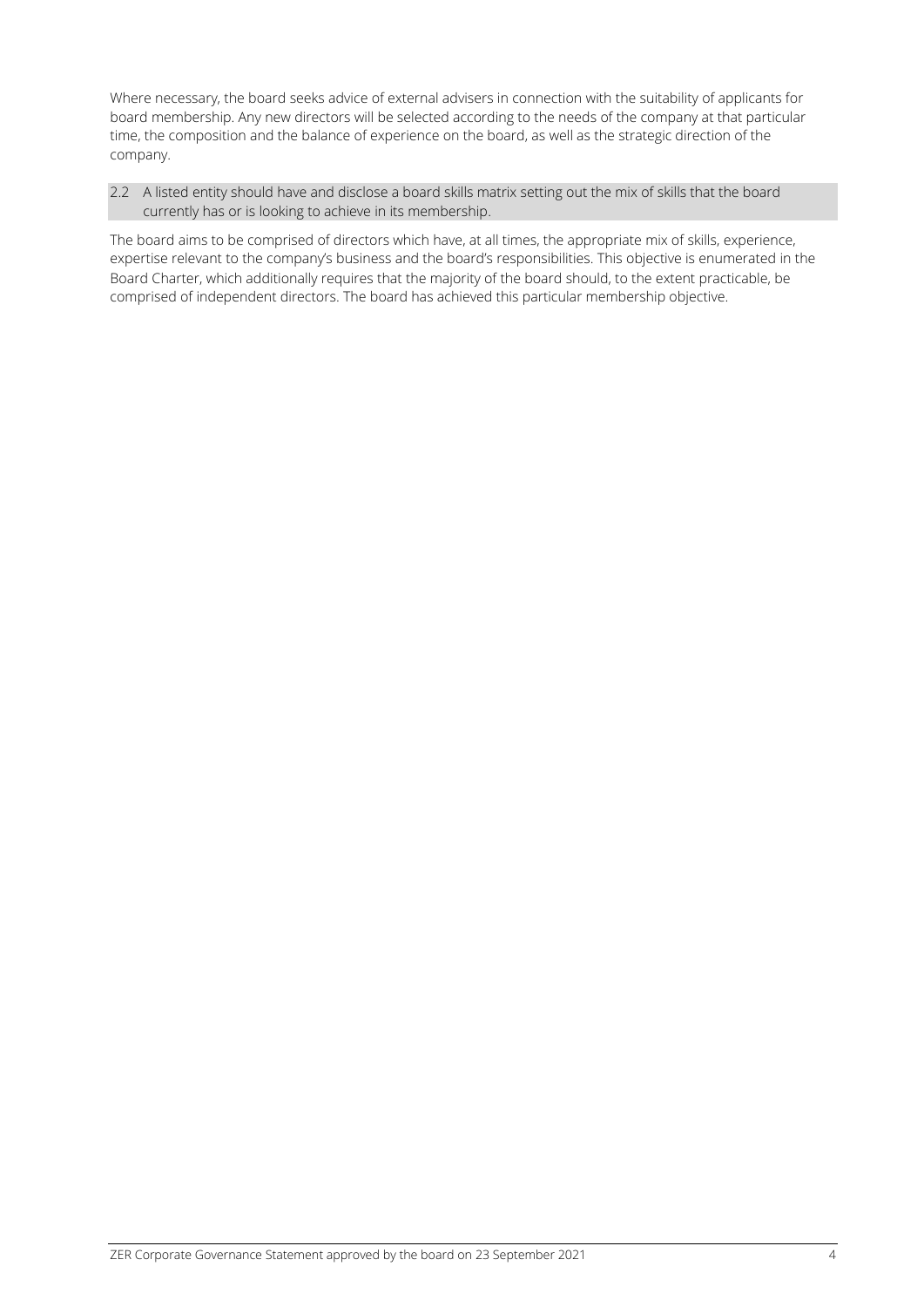Where necessary, the board seeks advice of external advisers in connection with the suitability of applicants for board membership. Any new directors will be selected according to the needs of the company at that particular time, the composition and the balance of experience on the board, as well as the strategic direction of the company.

**2.2 A listed entity should have and disclose a board skills matrix setting out the mix of skills that the board currently has or is looking to achieve in its membership.**

The board aims to be comprised of directors which have, at all times, the appropriate mix of skills, experience, expertise relevant to the company's business and the board's responsibilities. This objective is enumerated in the Board Charter, which additionally requires that the majority of the board should, to the extent practicable, be comprised of independent directors. The board has achieved this particular membership objective.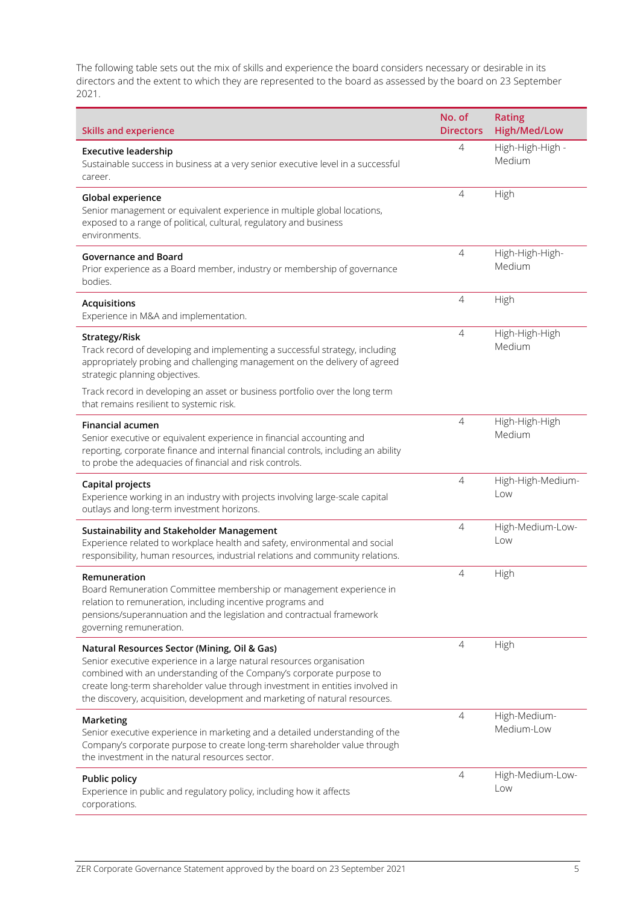The following table sets out the mix of skills and experience the board considers necessary or desirable in its directors and the extent to which they are represented to the board as assessed by the board on 23 September 2021.

| Skills and experience | No. of Directors | Rating High/Med/Low |
|---|---|---|
| **Executive leadership**<br>Sustainable success in business at a very senior executive level in a successful career. | 4 | High-High-High - Medium |
| **Global experience**<br>Senior management or equivalent experience in multiple global locations, exposed to a range of political, cultural, regulatory and business environments. | 4 | High |
| **Governance and Board**<br>Prior experience as a Board member, industry or membership of governance bodies. | 4 | High-High-High-Medium |
| **Acquisitions**<br>Experience in M&A and implementation. | 4 | High |
| **Strategy/Risk**<br>Track record of developing and implementing a successful strategy, including appropriately probing and challenging management on the delivery of agreed strategic planning objectives.<br>Track record in developing an asset or business portfolio over the long term that remains resilient to systemic risk. | 4 | High-High-High Medium |
| **Financial acumen**<br>Senior executive or equivalent experience in financial accounting and reporting, corporate finance and internal financial controls, including an ability to probe the adequacies of financial and risk controls. | 4 | High-High-High Medium |
| **Capital projects**<br>Experience working in an industry with projects involving large-scale capital outlays and long-term investment horizons. | 4 | High-High-Medium-Low |
| **Sustainability and Stakeholder Management**<br>Experience related to workplace health and safety, environmental and social responsibility, human resources, industrial relations and community relations. | 4 | High-Medium-Low-Low |
| **Remuneration**<br>Board Remuneration Committee membership or management experience in relation to remuneration, including incentive programs and pensions/superannuation and the legislation and contractual framework governing remuneration. | 4 | High |
| **Natural Resources Sector (Mining, Oil & Gas)**<br>Senior executive experience in a large natural resources organisation combined with an understanding of the Company's corporate purpose to create long-term shareholder value through investment in entities involved in the discovery, acquisition, development and marketing of natural resources. | 4 | High |
| **Marketing**<br>Senior executive experience in marketing and a detailed understanding of the Company's corporate purpose to create long-term shareholder value through the investment in the natural resources sector. | 4 | High-Medium-Medium-Low |
| **Public policy**<br>Experience in public and regulatory policy, including how it affects corporations. | 4 | High-Medium-Low-Low |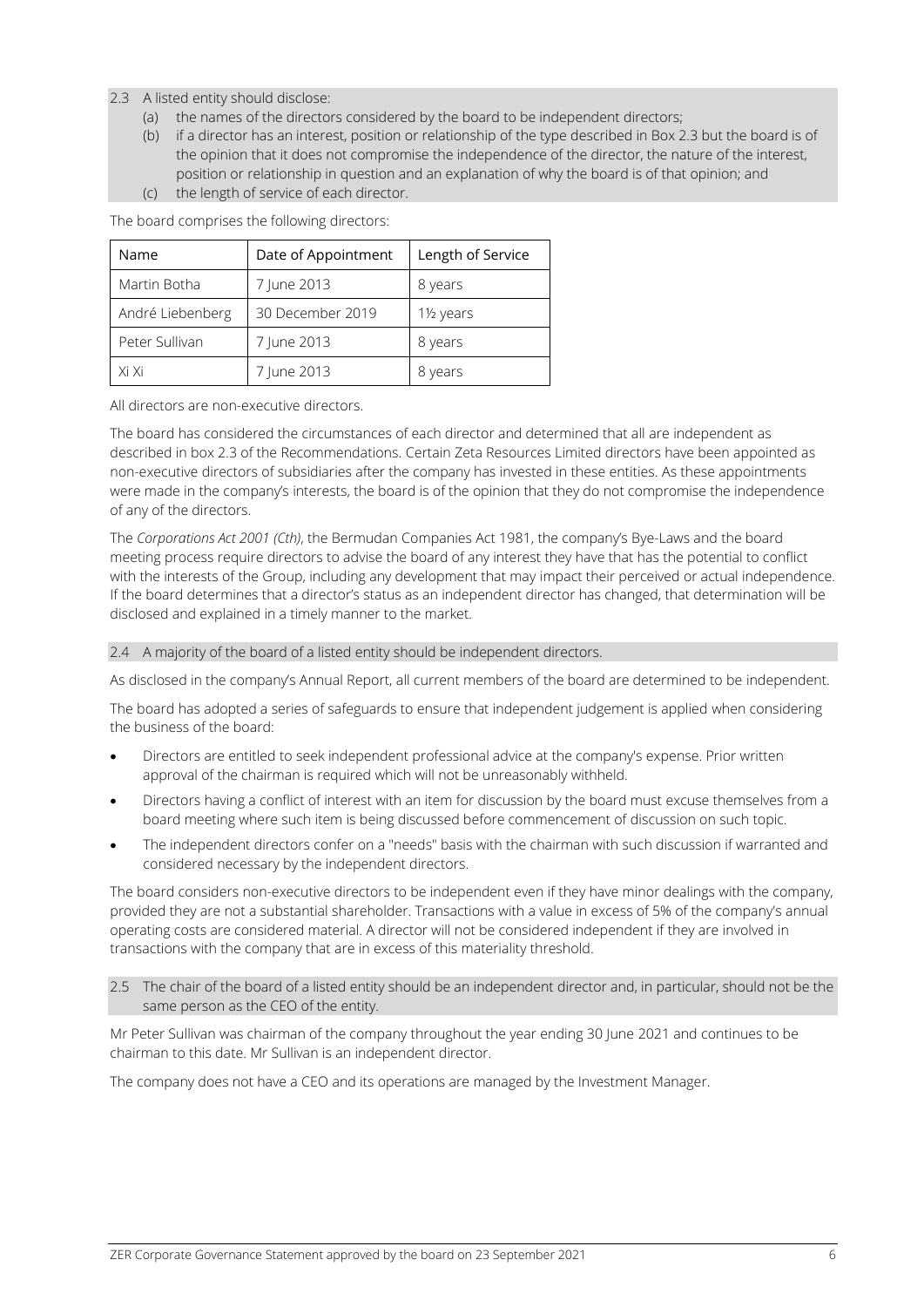2.3 A listed entity should disclose:

(a) the names of the directors considered by the board to be independent directors;

(b) if a director has an interest, position or relationship of the type described in Box 2.3 but the board is of the opinion that it does not compromise the independence of the director, the nature of the interest, position or relationship in question and an explanation of why the board is of that opinion; and

(c) the length of service of each director.

The board comprises the following directors:

| Name | Date of Appointment | Length of Service |
|---|---|---|
| Martin Botha | 7 June 2013 | 8 years |
| André Liebenberg | 30 December 2019 | 1½ years |
| Peter Sullivan | 7 June 2013 | 8 years |
| Xi Xi | 7 June 2013 | 8 years |

All directors are non-executive directors.

The board has considered the circumstances of each director and determined that all are independent as described in box 2.3 of the Recommendations. Certain Zeta Resources Limited directors have been appointed as non-executive directors of subsidiaries after the company has invested in these entities. As these appointments were made in the company's interests, the board is of the opinion that they do not compromise the independence of any of the directors.

The *Corporations Act 2001 (Cth)*, the Bermudan Companies Act 1981, the company's Bye-Laws and the board meeting process require directors to advise the board of any interest they have that has the potential to conflict with the interests of the Group, including any development that may impact their perceived or actual independence. If the board determines that a director's status as an independent director has changed, that determination will be disclosed and explained in a timely manner to the market.

2.4 A majority of the board of a listed entity should be independent directors.

As disclosed in the company's Annual Report, all current members of the board are determined to be independent.

The board has adopted a series of safeguards to ensure that independent judgement is applied when considering the business of the board:

- Directors are entitled to seek independent professional advice at the company's expense. Prior written approval of the chairman is required which will not be unreasonably withheld.
- Directors having a conflict of interest with an item for discussion by the board must excuse themselves from a board meeting where such item is being discussed before commencement of discussion on such topic.
- The independent directors confer on a "needs" basis with the chairman with such discussion if warranted and considered necessary by the independent directors.

The board considers non-executive directors to be independent even if they have minor dealings with the company, provided they are not a substantial shareholder. Transactions with a value in excess of 5% of the company's annual operating costs are considered material. A director will not be considered independent if they are involved in transactions with the company that are in excess of this materiality threshold.

2.5 The chair of the board of a listed entity should be an independent director and, in particular, should not be the same person as the CEO of the entity.

Mr Peter Sullivan was chairman of the company throughout the year ending 30 June 2021 and continues to be chairman to this date. Mr Sullivan is an independent director.

The company does not have a CEO and its operations are managed by the Investment Manager.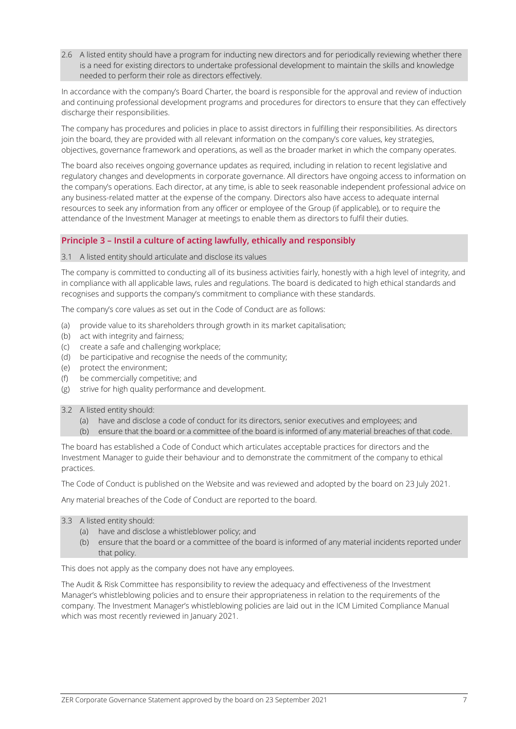2.6 A listed entity should have a program for inducting new directors and for periodically reviewing whether there is a need for existing directors to undertake professional development to maintain the skills and knowledge needed to perform their role as directors effectively.

In accordance with the company's Board Charter, the board is responsible for the approval and review of induction and continuing professional development programs and procedures for directors to ensure that they can effectively discharge their responsibilities.

The company has procedures and policies in place to assist directors in fulfilling their responsibilities. As directors join the board, they are provided with all relevant information on the company's core values, key strategies, objectives, governance framework and operations, as well as the broader market in which the company operates.

The board also receives ongoing governance updates as required, including in relation to recent legislative and regulatory changes and developments in corporate governance. All directors have ongoing access to information on the company's operations. Each director, at any time, is able to seek reasonable independent professional advice on any business-related matter at the expense of the company. Directors also have access to adequate internal resources to seek any information from any officer or employee of the Group (if applicable), or to require the attendance of the Investment Manager at meetings to enable them as directors to fulfil their duties.

## Principle 3 – Instil a culture of acting lawfully, ethically and responsibly

3.1 A listed entity should articulate and disclose its values

The company is committed to conducting all of its business activities fairly, honestly with a high level of integrity, and in compliance with all applicable laws, rules and regulations. The board is dedicated to high ethical standards and recognises and supports the company's commitment to compliance with these standards.

The company's core values as set out in the Code of Conduct are as follows:

(a) provide value to its shareholders through growth in its market capitalisation;
(b) act with integrity and fairness;
(c) create a safe and challenging workplace;
(d) be participative and recognise the needs of the community;
(e) protect the environment;
(f) be commercially competitive; and
(g) strive for high quality performance and development.

3.2 A listed entity should:
(a) have and disclose a code of conduct for its directors, senior executives and employees; and
(b) ensure that the board or a committee of the board is informed of any material breaches of that code.

The board has established a Code of Conduct which articulates acceptable practices for directors and the Investment Manager to guide their behaviour and to demonstrate the commitment of the company to ethical practices.

The Code of Conduct is published on the Website and was reviewed and adopted by the board on 23 July 2021.

Any material breaches of the Code of Conduct are reported to the board.

3.3 A listed entity should:
(a) have and disclose a whistleblower policy; and
(b) ensure that the board or a committee of the board is informed of any material incidents reported under that policy.

This does not apply as the company does not have any employees.

The Audit & Risk Committee has responsibility to review the adequacy and effectiveness of the Investment Manager's whistleblowing policies and to ensure their appropriateness in relation to the requirements of the company. The Investment Manager's whistleblowing policies are laid out in the ICM Limited Compliance Manual which was most recently reviewed in January 2021.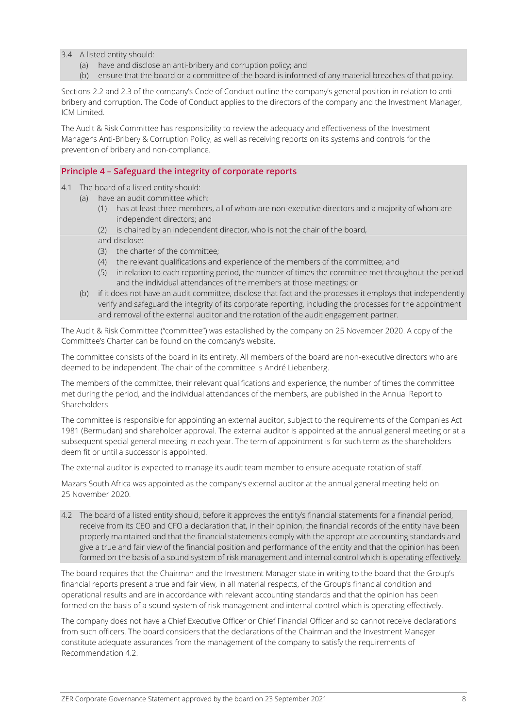3.4 A listed entity should:

(a) have and disclose an anti-bribery and corruption policy; and

(b) ensure that the board or a committee of the board is informed of any material breaches of that policy.

Sections 2.2 and 2.3 of the company's Code of Conduct outline the company's general position in relation to anti-bribery and corruption. The Code of Conduct applies to the directors of the company and the Investment Manager, ICM Limited.

The Audit & Risk Committee has responsibility to review the adequacy and effectiveness of the Investment Manager's Anti-Bribery & Corruption Policy, as well as receiving reports on its systems and controls for the prevention of bribery and non-compliance.

## Principle 4 – Safeguard the integrity of corporate reports

4.1 The board of a listed entity should:

(a) have an audit committee which:

(1) has at least three members, all of whom are non-executive directors and a majority of whom are independent directors; and

(2) is chaired by an independent director, who is not the chair of the board,

and disclose:

(3) the charter of the committee;

(4) the relevant qualifications and experience of the members of the committee; and

(5) in relation to each reporting period, the number of times the committee met throughout the period and the individual attendances of the members at those meetings; or

(b) if it does not have an audit committee, disclose that fact and the processes it employs that independently verify and safeguard the integrity of its corporate reporting, including the processes for the appointment and removal of the external auditor and the rotation of the audit engagement partner.

The Audit & Risk Committee ("committee") was established by the company on 25 November 2020. A copy of the Committee's Charter can be found on the company's website.

The committee consists of the board in its entirety. All members of the board are non-executive directors who are deemed to be independent. The chair of the committee is André Liebenberg.

The members of the committee, their relevant qualifications and experience, the number of times the committee met during the period, and the individual attendances of the members, are published in the Annual Report to Shareholders

The committee is responsible for appointing an external auditor, subject to the requirements of the Companies Act 1981 (Bermudan) and shareholder approval. The external auditor is appointed at the annual general meeting or at a subsequent special general meeting in each year. The term of appointment is for such term as the shareholders deem fit or until a successor is appointed.

The external auditor is expected to manage its audit team member to ensure adequate rotation of staff.

Mazars South Africa was appointed as the company's external auditor at the annual general meeting held on 25 November 2020.

4.2 The board of a listed entity should, before it approves the entity's financial statements for a financial period, receive from its CEO and CFO a declaration that, in their opinion, the financial records of the entity have been properly maintained and that the financial statements comply with the appropriate accounting standards and give a true and fair view of the financial position and performance of the entity and that the opinion has been formed on the basis of a sound system of risk management and internal control which is operating effectively.

The board requires that the Chairman and the Investment Manager state in writing to the board that the Group's financial reports present a true and fair view, in all material respects, of the Group's financial condition and operational results and are in accordance with relevant accounting standards and that the opinion has been formed on the basis of a sound system of risk management and internal control which is operating effectively.

The company does not have a Chief Executive Officer or Chief Financial Officer and so cannot receive declarations from such officers. The board considers that the declarations of the Chairman and the Investment Manager constitute adequate assurances from the management of the company to satisfy the requirements of Recommendation 4.2.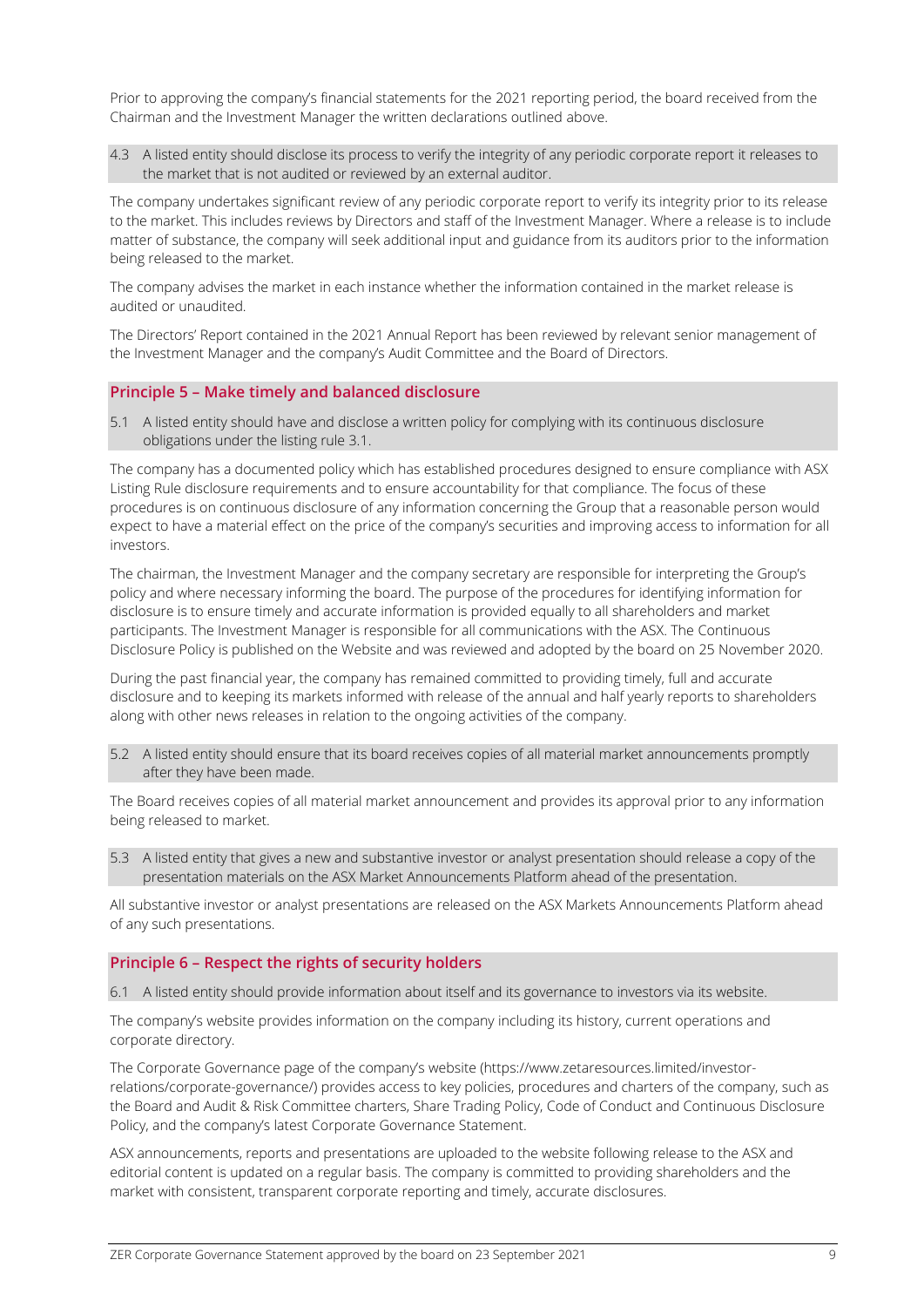Prior to approving the company's financial statements for the 2021 reporting period, the board received from the Chairman and the Investment Manager the written declarations outlined above.

4.3 A listed entity should disclose its process to verify the integrity of any periodic corporate report it releases to the market that is not audited or reviewed by an external auditor.

The company undertakes significant review of any periodic corporate report to verify its integrity prior to its release to the market. This includes reviews by Directors and staff of the Investment Manager. Where a release is to include matter of substance, the company will seek additional input and guidance from its auditors prior to the information being released to the market.

The company advises the market in each instance whether the information contained in the market release is audited or unaudited.

The Directors' Report contained in the 2021 Annual Report has been reviewed by relevant senior management of the Investment Manager and the company's Audit Committee and the Board of Directors.

## Principle 5 – Make timely and balanced disclosure

5.1 A listed entity should have and disclose a written policy for complying with its continuous disclosure obligations under the listing rule 3.1.

The company has a documented policy which has established procedures designed to ensure compliance with ASX Listing Rule disclosure requirements and to ensure accountability for that compliance. The focus of these procedures is on continuous disclosure of any information concerning the Group that a reasonable person would expect to have a material effect on the price of the company's securities and improving access to information for all investors.

The chairman, the Investment Manager and the company secretary are responsible for interpreting the Group's policy and where necessary informing the board. The purpose of the procedures for identifying information for disclosure is to ensure timely and accurate information is provided equally to all shareholders and market participants. The Investment Manager is responsible for all communications with the ASX. The Continuous Disclosure Policy is published on the Website and was reviewed and adopted by the board on 25 November 2020.

During the past financial year, the company has remained committed to providing timely, full and accurate disclosure and to keeping its markets informed with release of the annual and half yearly reports to shareholders along with other news releases in relation to the ongoing activities of the company.

5.2 A listed entity should ensure that its board receives copies of all material market announcements promptly after they have been made.

The Board receives copies of all material market announcement and provides its approval prior to any information being released to market.

5.3 A listed entity that gives a new and substantive investor or analyst presentation should release a copy of the presentation materials on the ASX Market Announcements Platform ahead of the presentation.

All substantive investor or analyst presentations are released on the ASX Markets Announcements Platform ahead of any such presentations.

## Principle 6 – Respect the rights of security holders

6.1 A listed entity should provide information about itself and its governance to investors via its website.

The company's website provides information on the company including its history, current operations and corporate directory.

The Corporate Governance page of the company's website (https://www.zetaresources.limited/investor-relations/corporate-governance/) provides access to key policies, procedures and charters of the company, such as the Board and Audit & Risk Committee charters, Share Trading Policy, Code of Conduct and Continuous Disclosure Policy, and the company's latest Corporate Governance Statement.

ASX announcements, reports and presentations are uploaded to the website following release to the ASX and editorial content is updated on a regular basis. The company is committed to providing shareholders and the market with consistent, transparent corporate reporting and timely, accurate disclosures.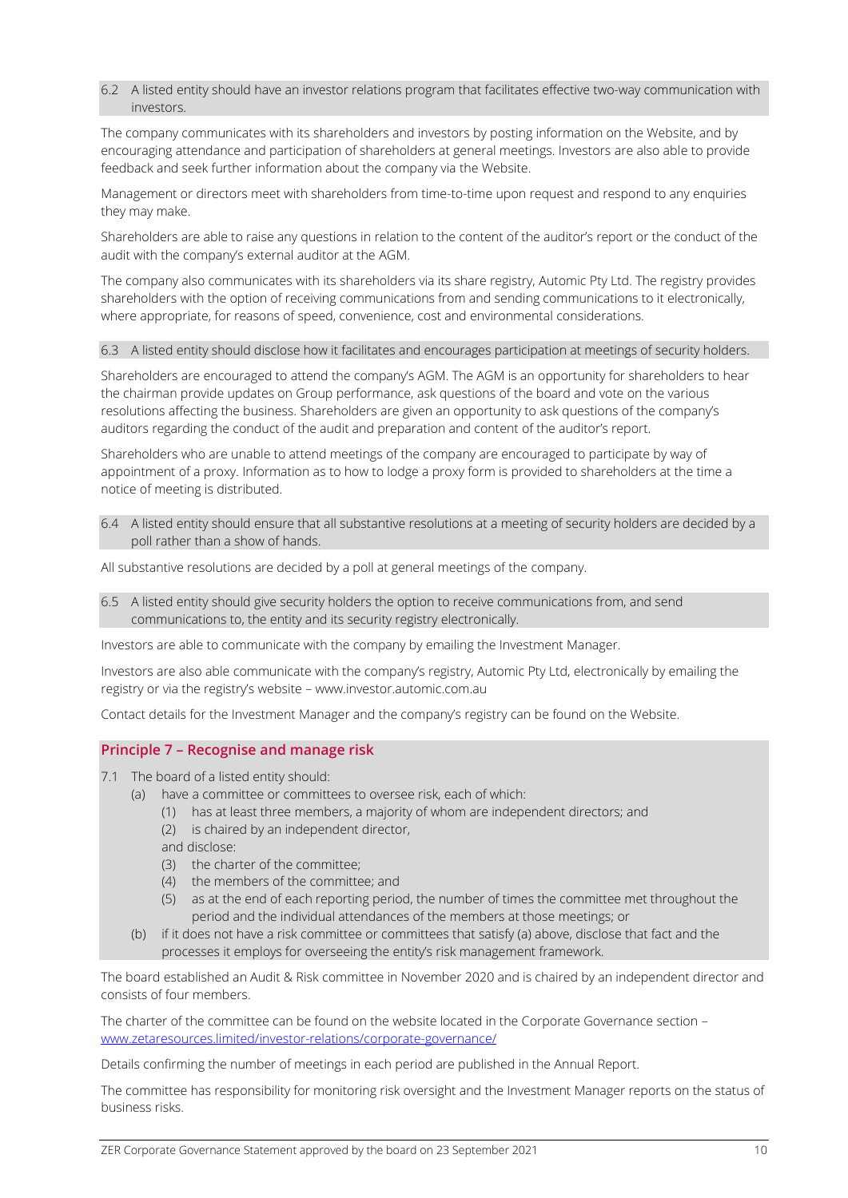6.2 A listed entity should have an investor relations program that facilitates effective two-way communication with investors.

The company communicates with its shareholders and investors by posting information on the Website, and by encouraging attendance and participation of shareholders at general meetings. Investors are also able to provide feedback and seek further information about the company via the Website.

Management or directors meet with shareholders from time-to-time upon request and respond to any enquiries they may make.

Shareholders are able to raise any questions in relation to the content of the auditor's report or the conduct of the audit with the company's external auditor at the AGM.

The company also communicates with its shareholders via its share registry, Automic Pty Ltd. The registry provides shareholders with the option of receiving communications from and sending communications to it electronically, where appropriate, for reasons of speed, convenience, cost and environmental considerations.

6.3 A listed entity should disclose how it facilitates and encourages participation at meetings of security holders.

Shareholders are encouraged to attend the company's AGM. The AGM is an opportunity for shareholders to hear the chairman provide updates on Group performance, ask questions of the board and vote on the various resolutions affecting the business. Shareholders are given an opportunity to ask questions of the company's auditors regarding the conduct of the audit and preparation and content of the auditor's report.

Shareholders who are unable to attend meetings of the company are encouraged to participate by way of appointment of a proxy. Information as to how to lodge a proxy form is provided to shareholders at the time a notice of meeting is distributed.

6.4 A listed entity should ensure that all substantive resolutions at a meeting of security holders are decided by a poll rather than a show of hands.

All substantive resolutions are decided by a poll at general meetings of the company.

6.5 A listed entity should give security holders the option to receive communications from, and send communications to, the entity and its security registry electronically.

Investors are able to communicate with the company by emailing the Investment Manager.

Investors are also able communicate with the company's registry, Automic Pty Ltd, electronically by emailing the registry or via the registry's website – www.investor.automic.com.au

Contact details for the Investment Manager and the company's registry can be found on the Website.

## Principle 7 – Recognise and manage risk

7.1 The board of a listed entity should:
  - (a) have a committee or committees to oversee risk, each of which:
    - (1) has at least three members, a majority of whom are independent directors; and
    - (2) is chaired by an independent director,

    and disclose:
    - (3) the charter of the committee;
    - (4) the members of the committee; and
    - (5) as at the end of each reporting period, the number of times the committee met throughout the period and the individual attendances of the members at those meetings; or
  - (b) if it does not have a risk committee or committees that satisfy (a) above, disclose that fact and the processes it employs for overseeing the entity's risk management framework.

The board established an Audit & Risk committee in November 2020 and is chaired by an independent director and consists of four members.

The charter of the committee can be found on the website located in the Corporate Governance section – www.zetaresources.limited/investor-relations/corporate-governance/

Details confirming the number of meetings in each period are published in the Annual Report.

The committee has responsibility for monitoring risk oversight and the Investment Manager reports on the status of business risks.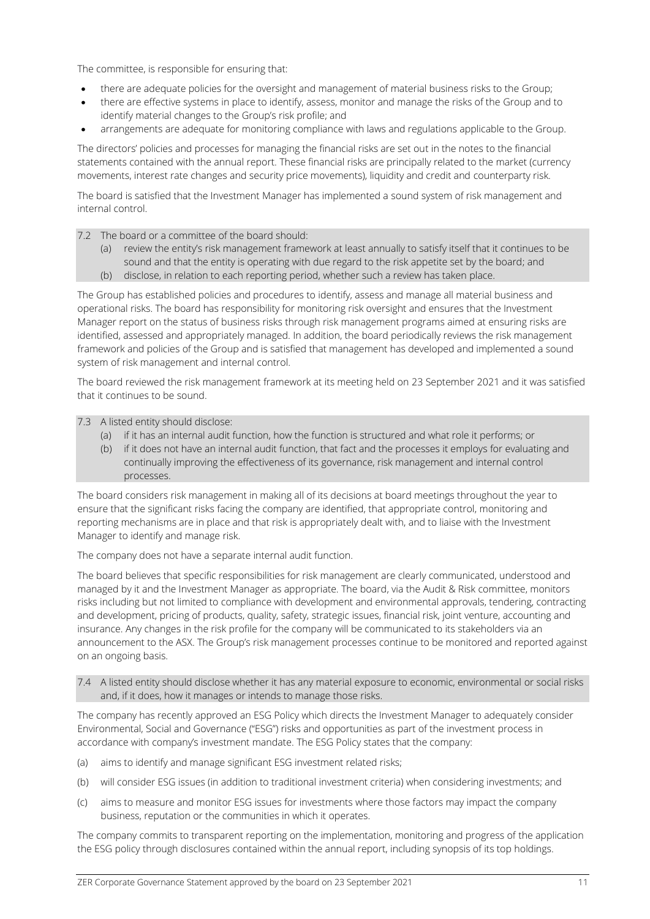The committee, is responsible for ensuring that:

- there are adequate policies for the oversight and management of material business risks to the Group;
- there are effective systems in place to identify, assess, monitor and manage the risks of the Group and to identify material changes to the Group's risk profile; and
- arrangements are adequate for monitoring compliance with laws and regulations applicable to the Group.

The directors' policies and processes for managing the financial risks are set out in the notes to the financial statements contained with the annual report. These financial risks are principally related to the market (currency movements, interest rate changes and security price movements), liquidity and credit and counterparty risk.

The board is satisfied that the Investment Manager has implemented a sound system of risk management and internal control.

> 7.2 The board or a committee of the board should:
> (a) review the entity's risk management framework at least annually to satisfy itself that it continues to be sound and that the entity is operating with due regard to the risk appetite set by the board; and
> (b) disclose, in relation to each reporting period, whether such a review has taken place.

The Group has established policies and procedures to identify, assess and manage all material business and operational risks. The board has responsibility for monitoring risk oversight and ensures that the Investment Manager report on the status of business risks through risk management programs aimed at ensuring risks are identified, assessed and appropriately managed. In addition, the board periodically reviews the risk management framework and policies of the Group and is satisfied that management has developed and implemented a sound system of risk management and internal control.

The board reviewed the risk management framework at its meeting held on 23 September 2021 and it was satisfied that it continues to be sound.

> 7.3 A listed entity should disclose:
> (a) if it has an internal audit function, how the function is structured and what role it performs; or
> (b) if it does not have an internal audit function, that fact and the processes it employs for evaluating and continually improving the effectiveness of its governance, risk management and internal control processes.

The board considers risk management in making all of its decisions at board meetings throughout the year to ensure that the significant risks facing the company are identified, that appropriate control, monitoring and reporting mechanisms are in place and that risk is appropriately dealt with, and to liaise with the Investment Manager to identify and manage risk.

The company does not have a separate internal audit function.

The board believes that specific responsibilities for risk management are clearly communicated, understood and managed by it and the Investment Manager as appropriate. The board, via the Audit & Risk committee, monitors risks including but not limited to compliance with development and environmental approvals, tendering, contracting and development, pricing of products, quality, safety, strategic issues, financial risk, joint venture, accounting and insurance. Any changes in the risk profile for the company will be communicated to its stakeholders via an announcement to the ASX. The Group's risk management processes continue to be monitored and reported against on an ongoing basis.

> 7.4 A listed entity should disclose whether it has any material exposure to economic, environmental or social risks and, if it does, how it manages or intends to manage those risks.

The company has recently approved an ESG Policy which directs the Investment Manager to adequately consider Environmental, Social and Governance ("ESG") risks and opportunities as part of the investment process in accordance with company's investment mandate. The ESG Policy states that the company:

(a) aims to identify and manage significant ESG investment related risks;

(b) will consider ESG issues (in addition to traditional investment criteria) when considering investments; and

(c) aims to measure and monitor ESG issues for investments where those factors may impact the company business, reputation or the communities in which it operates.

The company commits to transparent reporting on the implementation, monitoring and progress of the application the ESG policy through disclosures contained within the annual report, including synopsis of its top holdings.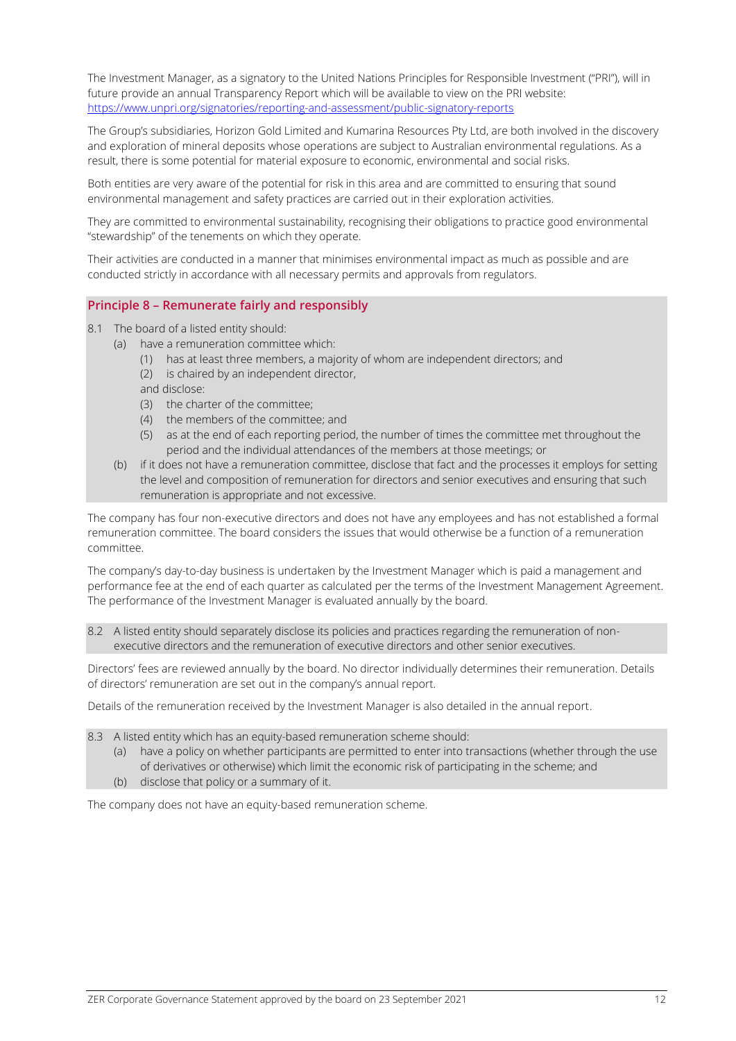The Investment Manager, as a signatory to the United Nations Principles for Responsible Investment ("PRI"), will in future provide an annual Transparency Report which will be available to view on the PRI website: https://www.unpri.org/signatories/reporting-and-assessment/public-signatory-reports

The Group's subsidiaries, Horizon Gold Limited and Kumarina Resources Pty Ltd, are both involved in the discovery and exploration of mineral deposits whose operations are subject to Australian environmental regulations. As a result, there is some potential for material exposure to economic, environmental and social risks.

Both entities are very aware of the potential for risk in this area and are committed to ensuring that sound environmental management and safety practices are carried out in their exploration activities.

They are committed to environmental sustainability, recognising their obligations to practice good environmental "stewardship" of the tenements on which they operate.

Their activities are conducted in a manner that minimises environmental impact as much as possible and are conducted strictly in accordance with all necessary permits and approvals from regulators.

## Principle 8 – Remunerate fairly and responsibly

8.1 The board of a listed entity should:

- (a) have a remuneration committee which:
  - (1) has at least three members, a majority of whom are independent directors; and
  - (2) is chaired by an independent director,

  and disclose:
  - (3) the charter of the committee;
  - (4) the members of the committee; and
  - (5) as at the end of each reporting period, the number of times the committee met throughout the period and the individual attendances of the members at those meetings; or
- (b) if it does not have a remuneration committee, disclose that fact and the processes it employs for setting the level and composition of remuneration for directors and senior executives and ensuring that such remuneration is appropriate and not excessive.

The company has four non-executive directors and does not have any employees and has not established a formal remuneration committee. The board considers the issues that would otherwise be a function of a remuneration committee.

The company's day-to-day business is undertaken by the Investment Manager which is paid a management and performance fee at the end of each quarter as calculated per the terms of the Investment Management Agreement. The performance of the Investment Manager is evaluated annually by the board.

8.2 A listed entity should separately disclose its policies and practices regarding the remuneration of non-executive directors and the remuneration of executive directors and other senior executives.

Directors' fees are reviewed annually by the board. No director individually determines their remuneration. Details of directors' remuneration are set out in the company's annual report.

Details of the remuneration received by the Investment Manager is also detailed in the annual report.

8.3 A listed entity which has an equity-based remuneration scheme should:

- (a) have a policy on whether participants are permitted to enter into transactions (whether through the use of derivatives or otherwise) which limit the economic risk of participating in the scheme; and
- (b) disclose that policy or a summary of it.

The company does not have an equity-based remuneration scheme.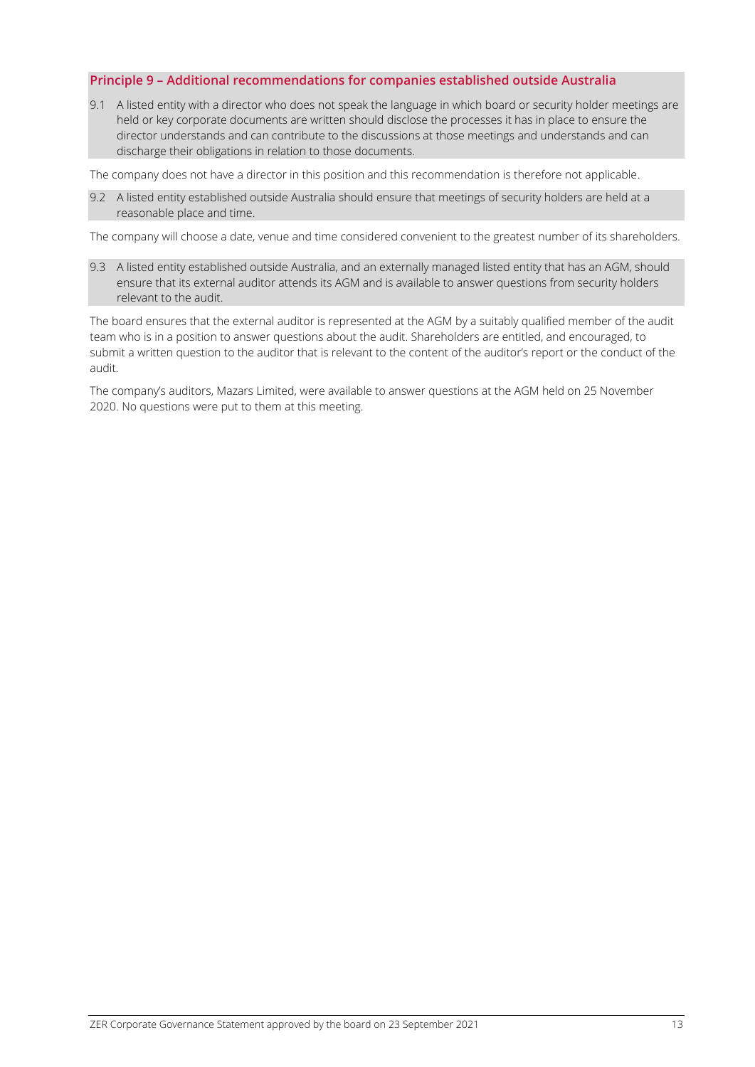## Principle 9 – Additional recommendations for companies established outside Australia

9.1 A listed entity with a director who does not speak the language in which board or security holder meetings are held or key corporate documents are written should disclose the processes it has in place to ensure the director understands and can contribute to the discussions at those meetings and understands and can discharge their obligations in relation to those documents.

The company does not have a director in this position and this recommendation is therefore not applicable.

9.2 A listed entity established outside Australia should ensure that meetings of security holders are held at a reasonable place and time.

The company will choose a date, venue and time considered convenient to the greatest number of its shareholders.

9.3 A listed entity established outside Australia, and an externally managed listed entity that has an AGM, should ensure that its external auditor attends its AGM and is available to answer questions from security holders relevant to the audit.

The board ensures that the external auditor is represented at the AGM by a suitably qualified member of the audit team who is in a position to answer questions about the audit. Shareholders are entitled, and encouraged, to submit a written question to the auditor that is relevant to the content of the auditor's report or the conduct of the audit.

The company's auditors, Mazars Limited, were available to answer questions at the AGM held on 25 November 2020. No questions were put to them at this meeting.